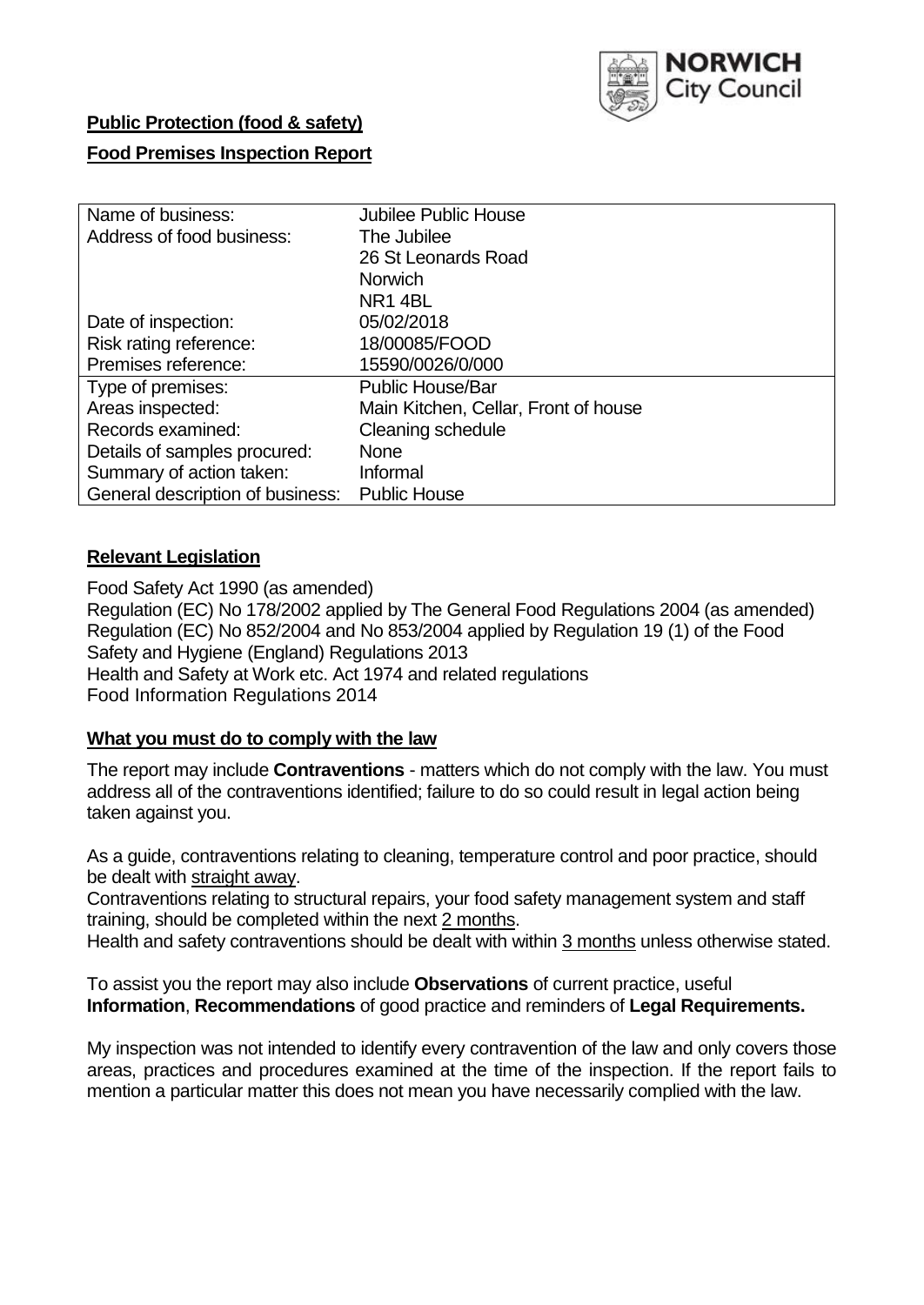**Public Protection (food & safety)**

**Food Premises Inspection Report**

| Name of business: | Jubilee Public House |
|---|---|
| Address of food business: | The Jubilee<br>26 St Leonards Road<br>Norwich<br>NR1 4BL |
| Date of inspection: | 05/02/2018 |
| Risk rating reference: | 18/00085/FOOD |
| Premises reference: | 15590/0026/0/000 |
| Type of premises: | Public House/Bar |
| Areas inspected: | Main Kitchen, Cellar, Front of house |
| Records examined: | Cleaning schedule |
| Details of samples procured: | None |
| Summary of action taken: | Informal |
| General description of business: | Public House |

## Relevant Legislation

Food Safety Act 1990 (as amended)
Regulation (EC) No 178/2002 applied by The General Food Regulations 2004 (as amended)
Regulation (EC) No 852/2004 and No 853/2004 applied by Regulation 19 (1) of the Food Safety and Hygiene (England) Regulations 2013
Health and Safety at Work etc. Act 1974 and related regulations
Food Information Regulations 2014

## What you must do to comply with the law

The report may include **Contraventions** - matters which do not comply with the law. You must address all of the contraventions identified; failure to do so could result in legal action being taken against you.

As a guide, contraventions relating to cleaning, temperature control and poor practice, should be dealt with straight away.
Contraventions relating to structural repairs, your food safety management system and staff training, should be completed within the next 2 months.
Health and safety contraventions should be dealt with within 3 months unless otherwise stated.

To assist you the report may also include **Observations** of current practice, useful **Information**, **Recommendations** of good practice and reminders of **Legal Requirements.**

My inspection was not intended to identify every contravention of the law and only covers those areas, practices and procedures examined at the time of the inspection. If the report fails to mention a particular matter this does not mean you have necessarily complied with the law.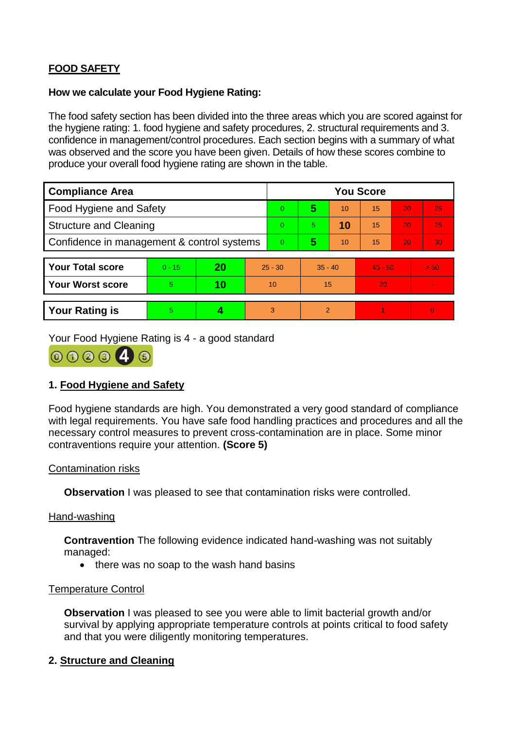## FOOD SAFETY

**How we calculate your Food Hygiene Rating:**

The food safety section has been divided into the three areas which you are scored against for the hygiene rating: 1. food hygiene and safety procedures, 2. structural requirements and 3. confidence in management/control procedures. Each section begins with a summary of what was observed and the score you have been given. Details of how these scores combine to produce your overall food hygiene rating are shown in the table.

| Compliance Area | You Score | | | | | |
|---|---|---|---|---|---|---|
| Food Hygiene and Safety | 0 | **5** | 10 | 15 | 20 | 25 |
| Structure and Cleaning | 0 | 5 | **10** | 15 | 20 | 25 |
| Confidence in management & control systems | 0 | **5** | 10 | 15 | 20 | 30 |

| | | | | | | |
|---|---|---|---|---|---|---|
| **Your Total score** | 0 - 15 | **20** | 25 - 30 | 35 - 40 | 45 - 50 | > 50 |
| **Your Worst score** | 5 | **10** | 10 | 15 | 20 | - |

| | | | | | | |
|---|---|---|---|---|---|---|
| **Your Rating is** | 5 | **4** | 3 | 2 | 1 | 0 |

Your Food Hygiene Rating is 4 - a good standard

### 1. Food Hygiene and Safety

Food hygiene standards are high. You demonstrated a very good standard of compliance with legal requirements. You have safe food handling practices and procedures and all the necessary control measures to prevent cross-contamination are in place. Some minor contraventions require your attention. **(Score 5)**

Contamination risks

**Observation** I was pleased to see that contamination risks were controlled.

Hand-washing

**Contravention** The following evidence indicated hand-washing was not suitably managed:

- there was no soap to the wash hand basins

Temperature Control

**Observation** I was pleased to see you were able to limit bacterial growth and/or survival by applying appropriate temperature controls at points critical to food safety and that you were diligently monitoring temperatures.

### 2. Structure and Cleaning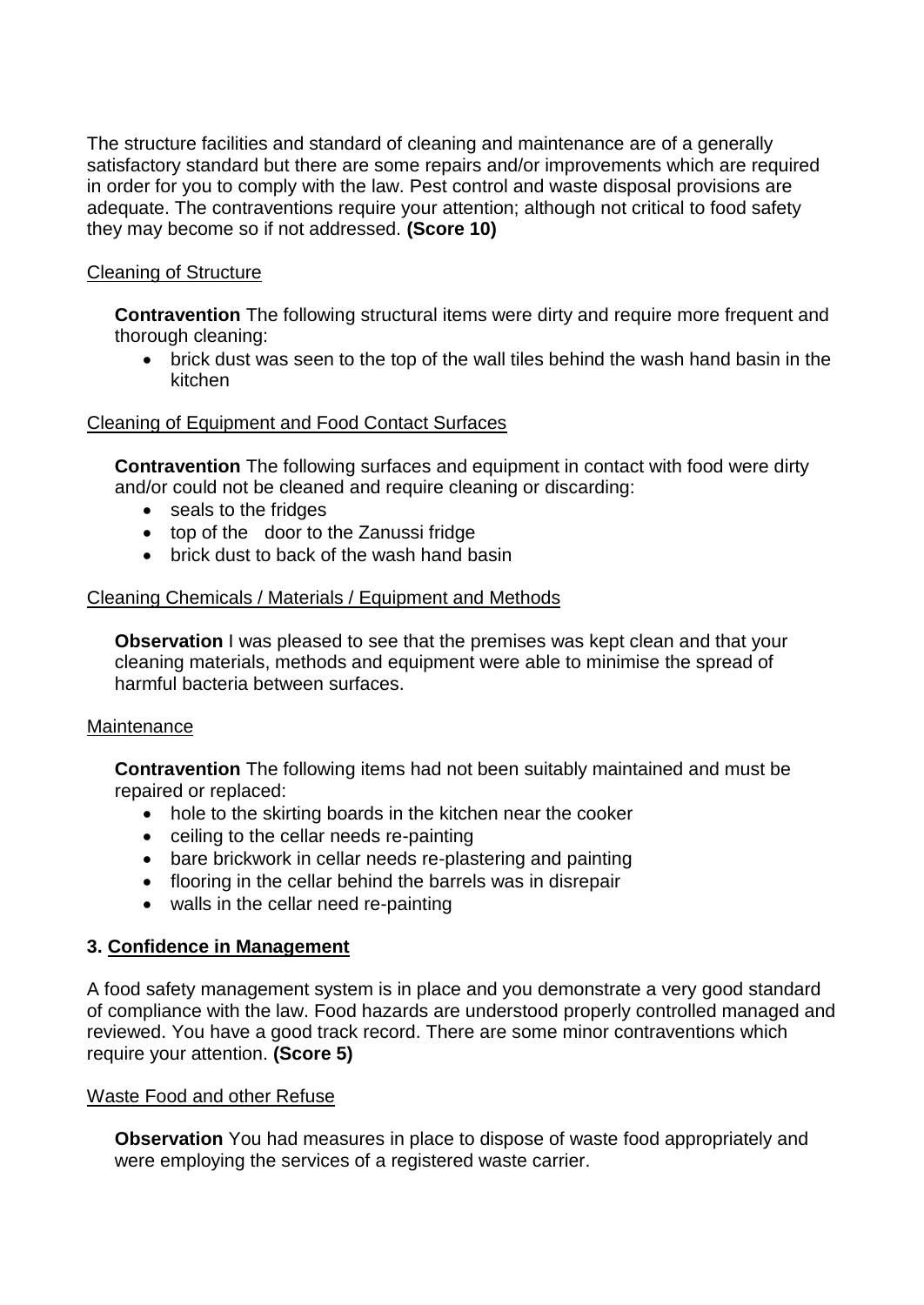The structure facilities and standard of cleaning and maintenance are of a generally satisfactory standard but there are some repairs and/or improvements which are required in order for you to comply with the law. Pest control and waste disposal provisions are adequate. The contraventions require your attention; although not critical to food safety they may become so if not addressed. **(Score 10)**

Cleaning of Structure

**Contravention** The following structural items were dirty and require more frequent and thorough cleaning:

- brick dust was seen to the top of the wall tiles behind the wash hand basin in the kitchen

Cleaning of Equipment and Food Contact Surfaces

**Contravention** The following surfaces and equipment in contact with food were dirty and/or could not be cleaned and require cleaning or discarding:

- seals to the fridges
- top of the door to the Zanussi fridge
- brick dust to back of the wash hand basin

Cleaning Chemicals / Materials / Equipment and Methods

**Observation** I was pleased to see that the premises was kept clean and that your cleaning materials, methods and equipment were able to minimise the spread of harmful bacteria between surfaces.

Maintenance

**Contravention** The following items had not been suitably maintained and must be repaired or replaced:

- hole to the skirting boards in the kitchen near the cooker
- ceiling to the cellar needs re-painting
- bare brickwork in cellar needs re-plastering and painting
- flooring in the cellar behind the barrels was in disrepair
- walls in the cellar need re-painting

## 3. Confidence in Management

A food safety management system is in place and you demonstrate a very good standard of compliance with the law. Food hazards are understood properly controlled managed and reviewed. You have a good track record. There are some minor contraventions which require your attention. **(Score 5)**

Waste Food and other Refuse

**Observation** You had measures in place to dispose of waste food appropriately and were employing the services of a registered waste carrier.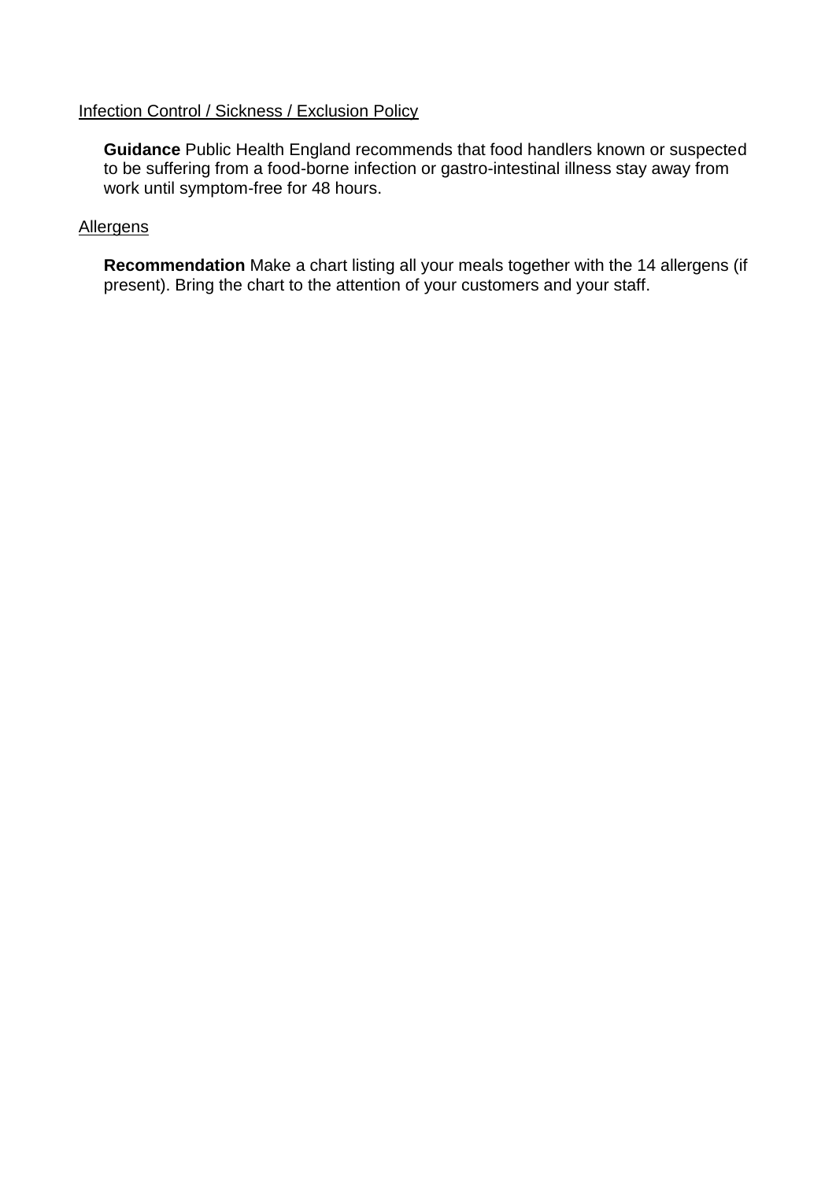Infection Control / Sickness / Exclusion Policy

**Guidance** Public Health England recommends that food handlers known or suspected to be suffering from a food-borne infection or gastro-intestinal illness stay away from work until symptom-free for 48 hours.

Allergens

**Recommendation** Make a chart listing all your meals together with the 14 allergens (if present). Bring the chart to the attention of your customers and your staff.